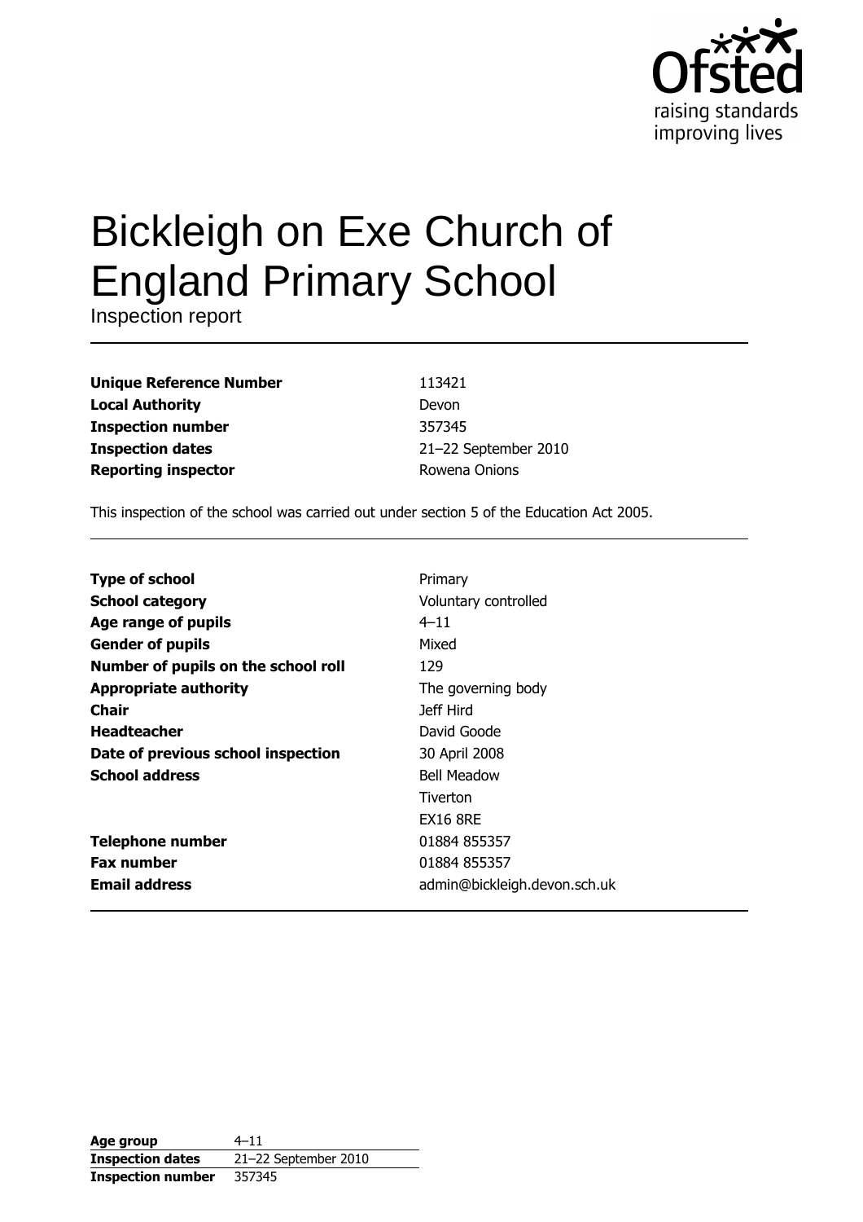# Bickleigh on Exe Church of England Primary School

Inspection report

| | |
|---|---|
| **Unique Reference Number** | 113421 |
| **Local Authority** | Devon |
| **Inspection number** | 357345 |
| **Inspection dates** | 21–22 September 2010 |
| **Reporting inspector** | Rowena Onions |

This inspection of the school was carried out under section 5 of the Education Act 2005.

| | |
|---|---|
| **Type of school** | Primary |
| **School category** | Voluntary controlled |
| **Age range of pupils** | 4–11 |
| **Gender of pupils** | Mixed |
| **Number of pupils on the school roll** | 129 |
| **Appropriate authority** | The governing body |
| **Chair** | Jeff Hird |
| **Headteacher** | David Goode |
| **Date of previous school inspection** | 30 April 2008 |
| **School address** | Bell Meadow<br>Tiverton<br>EX16 8RE |
| **Telephone number** | 01884 855357 |
| **Fax number** | 01884 855357 |
| **Email address** | admin@bickleigh.devon.sch.uk |

| | |
|---|---|
| **Age group** | 4–11 |
| **Inspection dates** | 21–22 September 2010 |
| **Inspection number** | 357345 |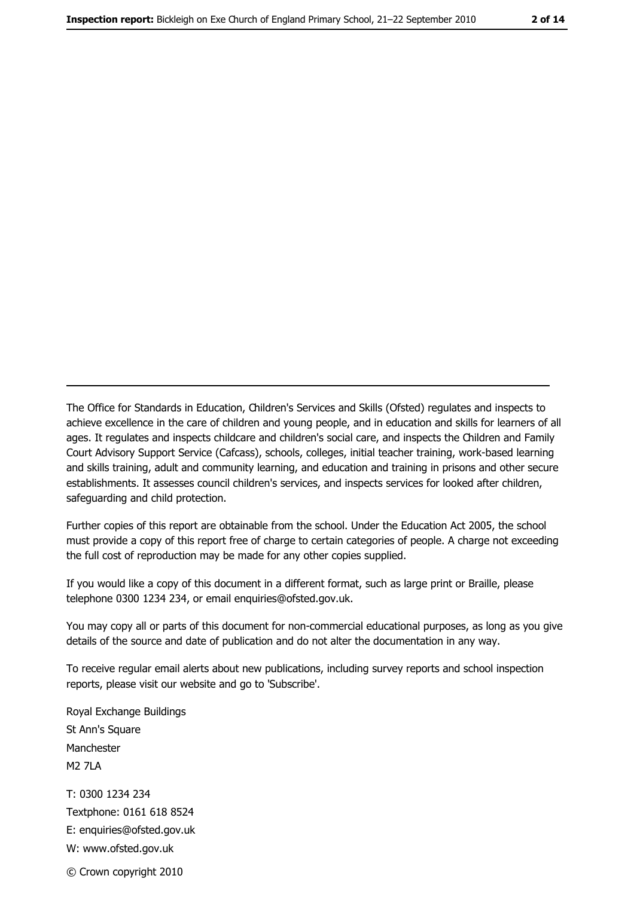The Office for Standards in Education, Children's Services and Skills (Ofsted) regulates and inspects to achieve excellence in the care of children and young people, and in education and skills for learners of all ages. It regulates and inspects childcare and children's social care, and inspects the Children and Family Court Advisory Support Service (Cafcass), schools, colleges, initial teacher training, work-based learning and skills training, adult and community learning, and education and training in prisons and other secure establishments. It assesses council children's services, and inspects services for looked after children, safeguarding and child protection.

Further copies of this report are obtainable from the school. Under the Education Act 2005, the school must provide a copy of this report free of charge to certain categories of people. A charge not exceeding the full cost of reproduction may be made for any other copies supplied.

If you would like a copy of this document in a different format, such as large print or Braille, please telephone 0300 1234 234, or email enquiries@ofsted.gov.uk.

You may copy all or parts of this document for non-commercial educational purposes, as long as you give details of the source and date of publication and do not alter the documentation in any way.

To receive regular email alerts about new publications, including survey reports and school inspection reports, please visit our website and go to 'Subscribe'.

Royal Exchange Buildings
St Ann's Square
Manchester
M2 7LA

T: 0300 1234 234
Textphone: 0161 618 8524
E: enquiries@ofsted.gov.uk
W: www.ofsted.gov.uk

© Crown copyright 2010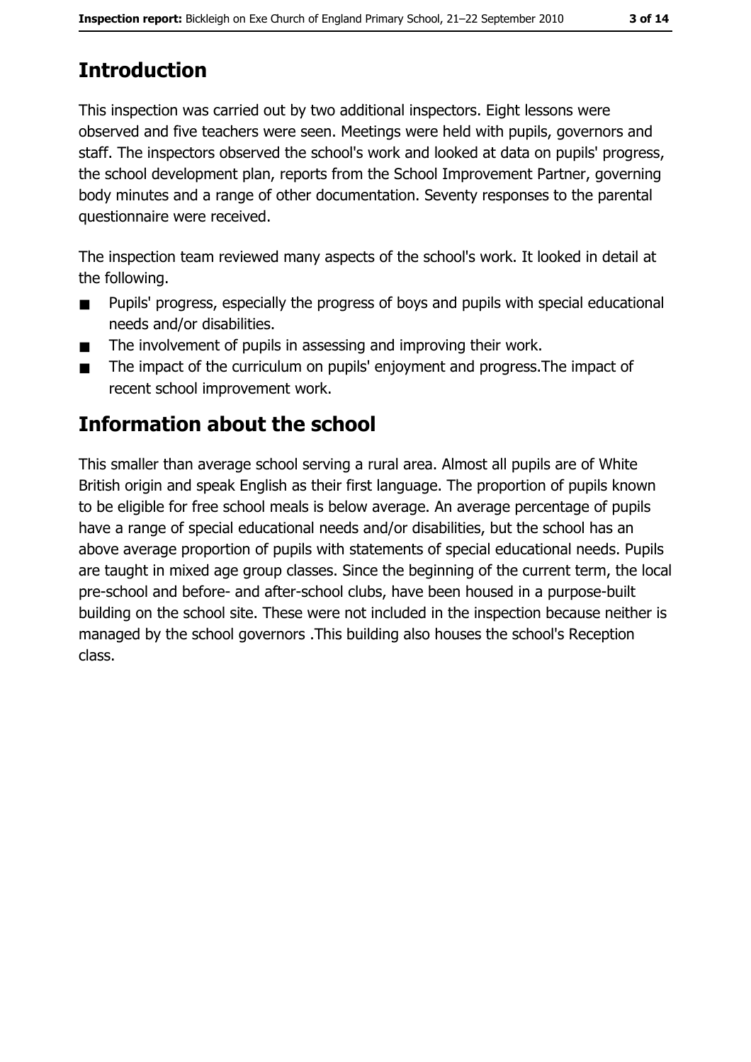# Introduction

This inspection was carried out by two additional inspectors. Eight lessons were observed and five teachers were seen. Meetings were held with pupils, governors and staff. The inspectors observed the school's work and looked at data on pupils' progress, the school development plan, reports from the School Improvement Partner, governing body minutes and a range of other documentation. Seventy responses to the parental questionnaire were received.

The inspection team reviewed many aspects of the school's work. It looked in detail at the following.

- Pupils' progress, especially the progress of boys and pupils with special educational needs and/or disabilities.
- The involvement of pupils in assessing and improving their work.
- The impact of the curriculum on pupils' enjoyment and progress.The impact of recent school improvement work.

# Information about the school

This smaller than average school serving a rural area. Almost all pupils are of White British origin and speak English as their first language. The proportion of pupils known to be eligible for free school meals is below average. An average percentage of pupils have a range of special educational needs and/or disabilities, but the school has an above average proportion of pupils with statements of special educational needs. Pupils are taught in mixed age group classes. Since the beginning of the current term, the local pre-school and before- and after-school clubs, have been housed in a purpose-built building on the school site. These were not included in the inspection because neither is managed by the school governors .This building also houses the school's Reception class.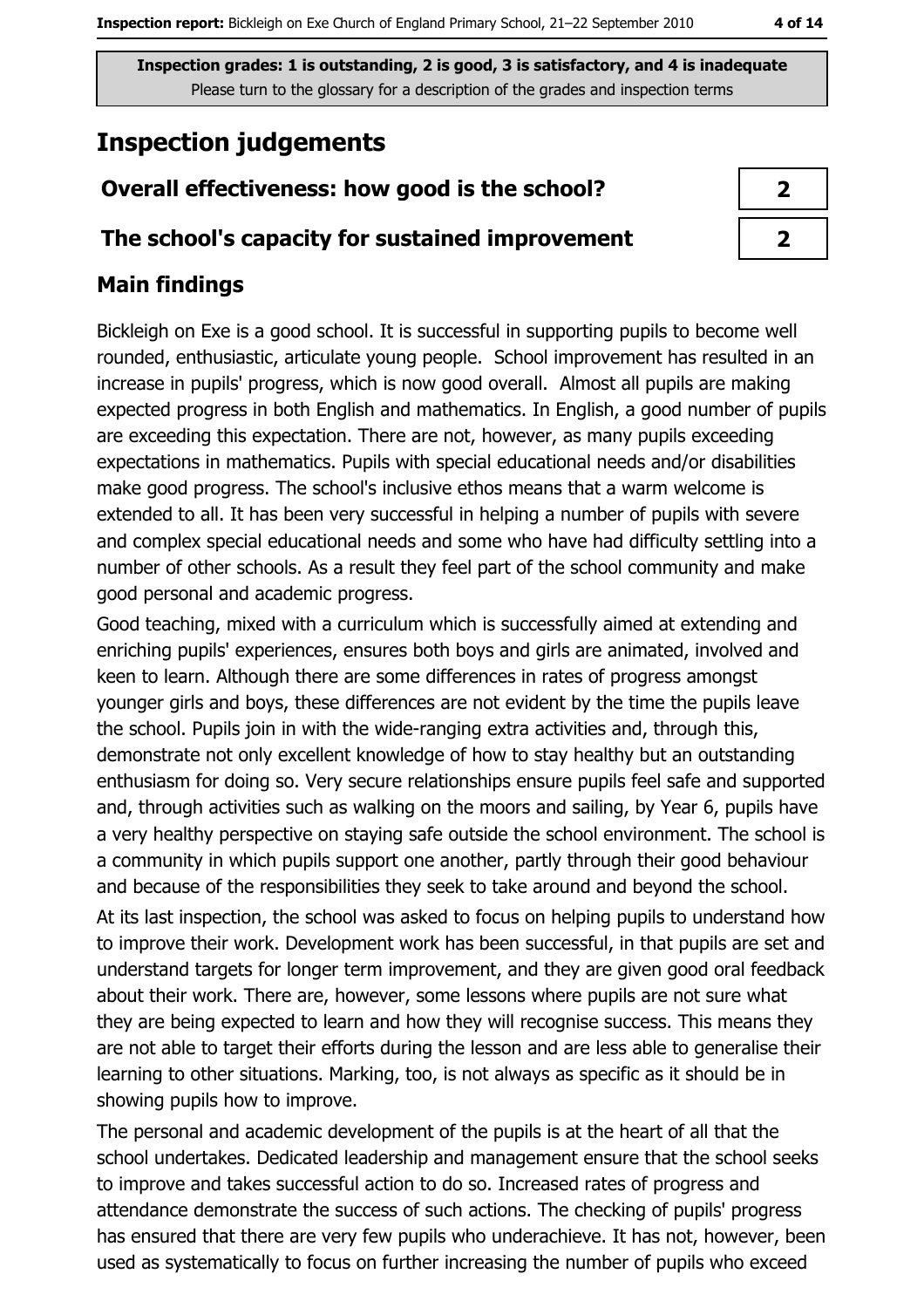**Inspection grades: 1 is outstanding, 2 is good, 3 is satisfactory, and 4 is inadequate**
Please turn to the glossary for a description of the grades and inspection terms

# Inspection judgements

| Overall effectiveness: how good is the school? | 2 |
|---|---|
| The school's capacity for sustained improvement | 2 |

## Main findings

Bickleigh on Exe is a good school. It is successful in supporting pupils to become well rounded, enthusiastic, articulate young people. School improvement has resulted in an increase in pupils' progress, which is now good overall. Almost all pupils are making expected progress in both English and mathematics. In English, a good number of pupils are exceeding this expectation. There are not, however, as many pupils exceeding expectations in mathematics. Pupils with special educational needs and/or disabilities make good progress. The school's inclusive ethos means that a warm welcome is extended to all. It has been very successful in helping a number of pupils with severe and complex special educational needs and some who have had difficulty settling into a number of other schools. As a result they feel part of the school community and make good personal and academic progress.

Good teaching, mixed with a curriculum which is successfully aimed at extending and enriching pupils' experiences, ensures both boys and girls are animated, involved and keen to learn. Although there are some differences in rates of progress amongst younger girls and boys, these differences are not evident by the time the pupils leave the school. Pupils join in with the wide-ranging extra activities and, through this, demonstrate not only excellent knowledge of how to stay healthy but an outstanding enthusiasm for doing so. Very secure relationships ensure pupils feel safe and supported and, through activities such as walking on the moors and sailing, by Year 6, pupils have a very healthy perspective on staying safe outside the school environment. The school is a community in which pupils support one another, partly through their good behaviour and because of the responsibilities they seek to take around and beyond the school.

At its last inspection, the school was asked to focus on helping pupils to understand how to improve their work. Development work has been successful, in that pupils are set and understand targets for longer term improvement, and they are given good oral feedback about their work. There are, however, some lessons where pupils are not sure what they are being expected to learn and how they will recognise success. This means they are not able to target their efforts during the lesson and are less able to generalise their learning to other situations. Marking, too, is not always as specific as it should be in showing pupils how to improve.

The personal and academic development of the pupils is at the heart of all that the school undertakes. Dedicated leadership and management ensure that the school seeks to improve and takes successful action to do so. Increased rates of progress and attendance demonstrate the success of such actions. The checking of pupils' progress has ensured that there are very few pupils who underachieve. It has not, however, been used as systematically to focus on further increasing the number of pupils who exceed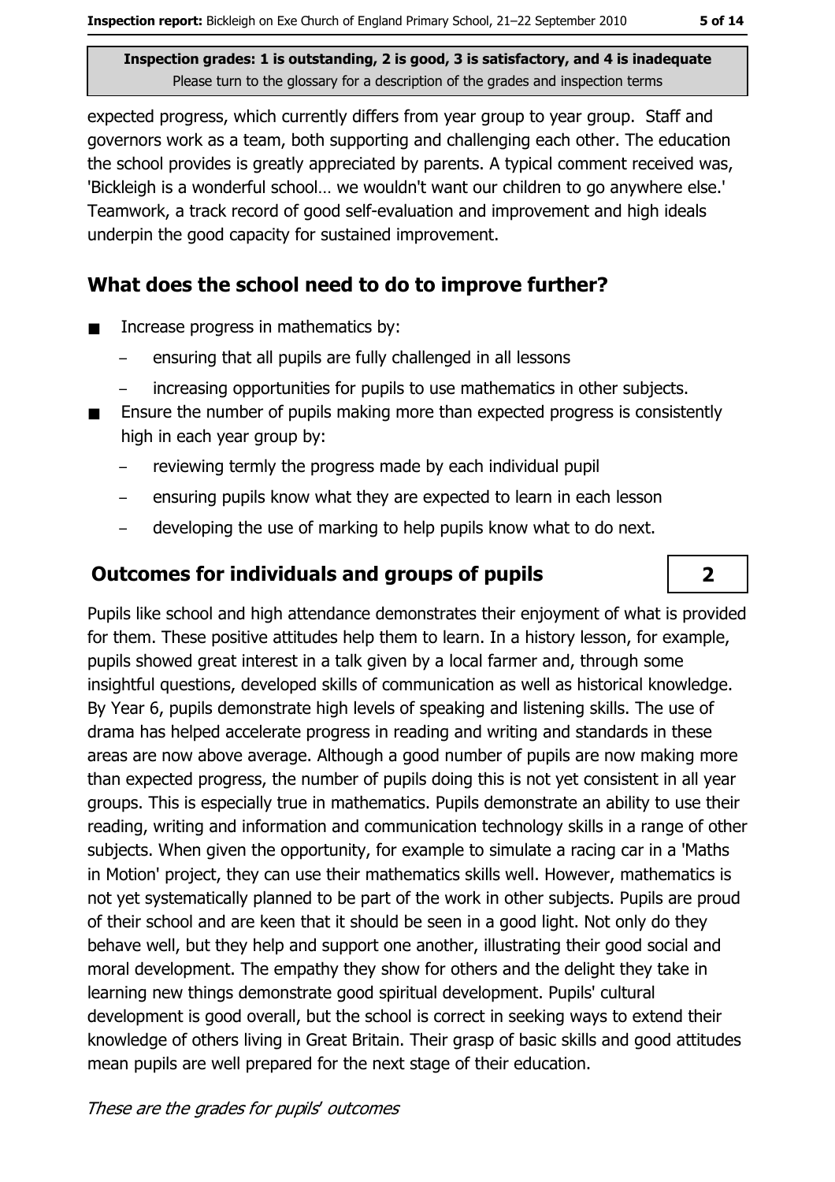expected progress, which currently differs from year group to year group. Staff and governors work as a team, both supporting and challenging each other. The education the school provides is greatly appreciated by parents. A typical comment received was, 'Bickleigh is a wonderful school… we wouldn't want our children to go anywhere else.' Teamwork, a track record of good self-evaluation and improvement and high ideals underpin the good capacity for sustained improvement.

## What does the school need to do to improve further?

- Increase progress in mathematics by:
  - ensuring that all pupils are fully challenged in all lessons
  - increasing opportunities for pupils to use mathematics in other subjects.
- Ensure the number of pupils making more than expected progress is consistently high in each year group by:
  - reviewing termly the progress made by each individual pupil
  - ensuring pupils know what they are expected to learn in each lesson
  - developing the use of marking to help pupils know what to do next.

## Outcomes for individuals and groups of pupils — 2

Pupils like school and high attendance demonstrates their enjoyment of what is provided for them. These positive attitudes help them to learn. In a history lesson, for example, pupils showed great interest in a talk given by a local farmer and, through some insightful questions, developed skills of communication as well as historical knowledge. By Year 6, pupils demonstrate high levels of speaking and listening skills. The use of drama has helped accelerate progress in reading and writing and standards in these areas are now above average. Although a good number of pupils are now making more than expected progress, the number of pupils doing this is not yet consistent in all year groups. This is especially true in mathematics. Pupils demonstrate an ability to use their reading, writing and information and communication technology skills in a range of other subjects. When given the opportunity, for example to simulate a racing car in a 'Maths in Motion' project, they can use their mathematics skills well. However, mathematics is not yet systematically planned to be part of the work in other subjects. Pupils are proud of their school and are keen that it should be seen in a good light. Not only do they behave well, but they help and support one another, illustrating their good social and moral development. The empathy they show for others and the delight they take in learning new things demonstrate good spiritual development. Pupils' cultural development is good overall, but the school is correct in seeking ways to extend their knowledge of others living in Great Britain. Their grasp of basic skills and good attitudes mean pupils are well prepared for the next stage of their education.

*These are the grades for pupils' outcomes*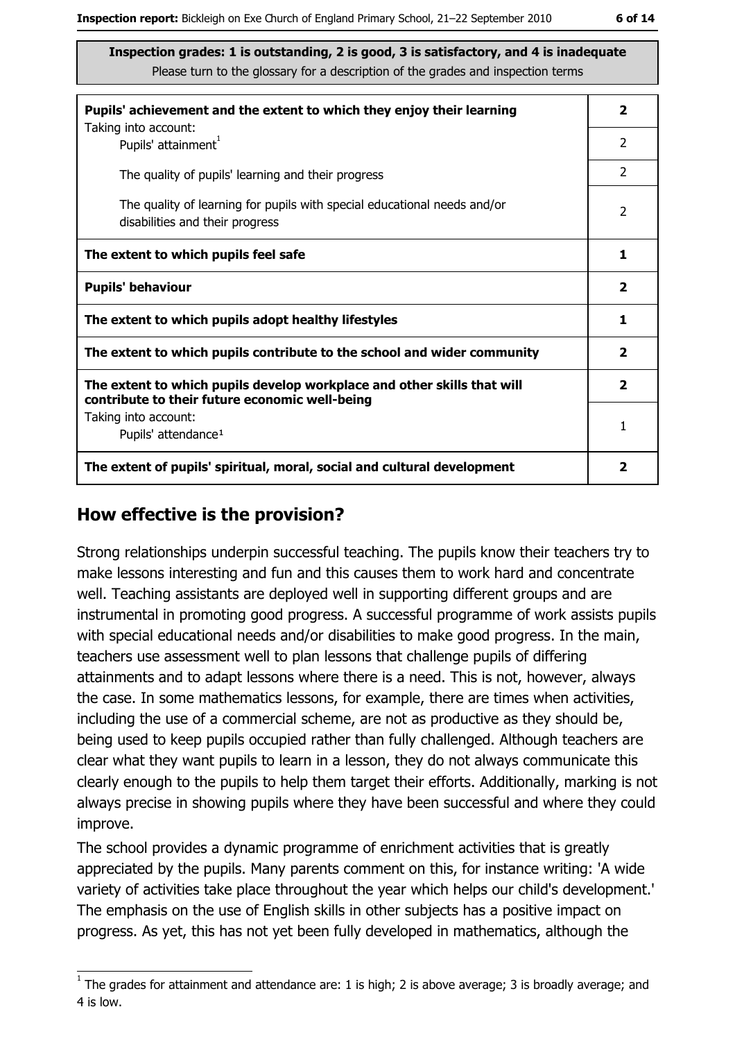Inspection grades: 1 is outstanding, 2 is good, 3 is satisfactory, and 4 is inadequate
Please turn to the glossary for a description of the grades and inspection terms

| | |
|---|---|
| **Pupils' achievement and the extent to which they enjoy their learning** | **2** |
| Taking into account: Pupils' attainment[1] | 2 |
| The quality of pupils' learning and their progress | 2 |
| The quality of learning for pupils with special educational needs and/or disabilities and their progress | 2 |
| **The extent to which pupils feel safe** | **1** |
| **Pupils' behaviour** | **2** |
| **The extent to which pupils adopt healthy lifestyles** | **1** |
| **The extent to which pupils contribute to the school and wider community** | **2** |
| **The extent to which pupils develop workplace and other skills that will contribute to their future economic well-being** | **2** |
| Taking into account: Pupils' attendance[1] | 1 |
| **The extent of pupils' spiritual, moral, social and cultural development** | **2** |

## How effective is the provision?

Strong relationships underpin successful teaching. The pupils know their teachers try to make lessons interesting and fun and this causes them to work hard and concentrate well. Teaching assistants are deployed well in supporting different groups and are instrumental in promoting good progress. A successful programme of work assists pupils with special educational needs and/or disabilities to make good progress. In the main, teachers use assessment well to plan lessons that challenge pupils of differing attainments and to adapt lessons where there is a need. This is not, however, always the case. In some mathematics lessons, for example, there are times when activities, including the use of a commercial scheme, are not as productive as they should be, being used to keep pupils occupied rather than fully challenged. Although teachers are clear what they want pupils to learn in a lesson, they do not always communicate this clearly enough to the pupils to help them target their efforts. Additionally, marking is not always precise in showing pupils where they have been successful and where they could improve.

The school provides a dynamic programme of enrichment activities that is greatly appreciated by the pupils. Many parents comment on this, for instance writing: 'A wide variety of activities take place throughout the year which helps our child's development.' The emphasis on the use of English skills in other subjects has a positive impact on progress. As yet, this has not yet been fully developed in mathematics, although the

[1] The grades for attainment and attendance are: 1 is high; 2 is above average; 3 is broadly average; and 4 is low.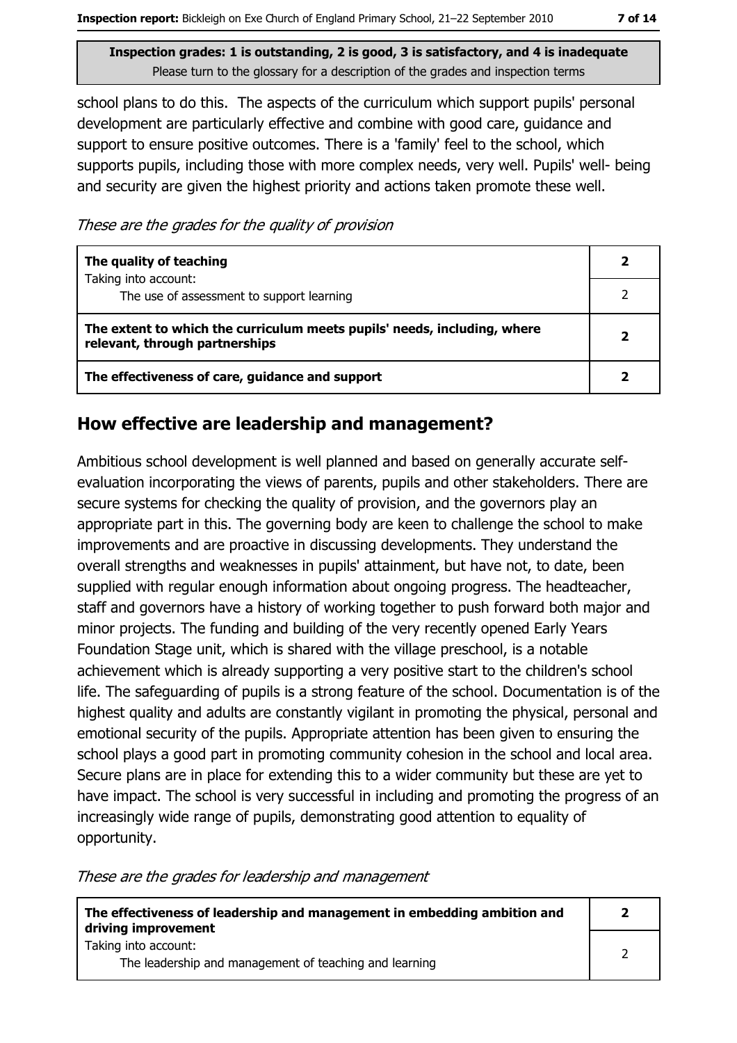**Inspection grades: 1 is outstanding, 2 is good, 3 is satisfactory, and 4 is inadequate**
Please turn to the glossary for a description of the grades and inspection terms

school plans to do this. The aspects of the curriculum which support pupils' personal development are particularly effective and combine with good care, guidance and support to ensure positive outcomes. There is a 'family' feel to the school, which supports pupils, including those with more complex needs, very well. Pupils' well- being and security are given the highest priority and actions taken promote these well.

*These are the grades for the quality of provision*

| | |
|---|---|
| **The quality of teaching** | **2** |
| Taking into account: The use of assessment to support learning | 2 |
| **The extent to which the curriculum meets pupils' needs, including, where relevant, through partnerships** | **2** |
| **The effectiveness of care, guidance and support** | **2** |

## How effective are leadership and management?

Ambitious school development is well planned and based on generally accurate self-evaluation incorporating the views of parents, pupils and other stakeholders. There are secure systems for checking the quality of provision, and the governors play an appropriate part in this. The governing body are keen to challenge the school to make improvements and are proactive in discussing developments. They understand the overall strengths and weaknesses in pupils' attainment, but have not, to date, been supplied with regular enough information about ongoing progress. The headteacher, staff and governors have a history of working together to push forward both major and minor projects. The funding and building of the very recently opened Early Years Foundation Stage unit, which is shared with the village preschool, is a notable achievement which is already supporting a very positive start to the children's school life. The safeguarding of pupils is a strong feature of the school. Documentation is of the highest quality and adults are constantly vigilant in promoting the physical, personal and emotional security of the pupils. Appropriate attention has been given to ensuring the school plays a good part in promoting community cohesion in the school and local area. Secure plans are in place for extending this to a wider community but these are yet to have impact. The school is very successful in including and promoting the progress of an increasingly wide range of pupils, demonstrating good attention to equality of opportunity.

*These are the grades for leadership and management*

| | |
|---|---|
| **The effectiveness of leadership and management in embedding ambition and driving improvement** | **2** |
| Taking into account: The leadership and management of teaching and learning | 2 |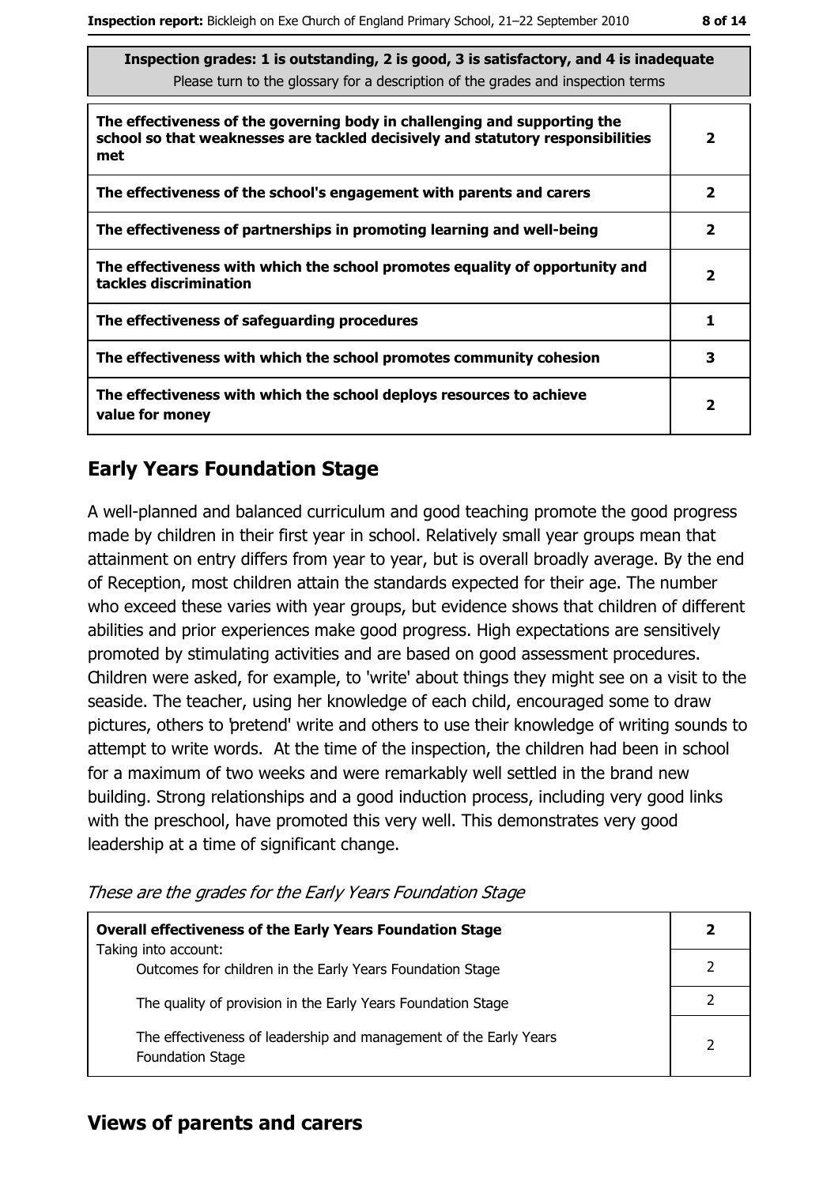**Inspection grades: 1 is outstanding, 2 is good, 3 is satisfactory, and 4 is inadequate**
Please turn to the glossary for a description of the grades and inspection terms

| | |
|---|---|
| **The effectiveness of the governing body in challenging and supporting the school so that weaknesses are tackled decisively and statutory responsibilities met** | **2** |
| **The effectiveness of the school's engagement with parents and carers** | **2** |
| **The effectiveness of partnerships in promoting learning and well-being** | **2** |
| **The effectiveness with which the school promotes equality of opportunity and tackles discrimination** | **2** |
| **The effectiveness of safeguarding procedures** | **1** |
| **The effectiveness with which the school promotes community cohesion** | **3** |
| **The effectiveness with which the school deploys resources to achieve value for money** | **2** |

## Early Years Foundation Stage

A well-planned and balanced curriculum and good teaching promote the good progress made by children in their first year in school. Relatively small year groups mean that attainment on entry differs from year to year, but is overall broadly average. By the end of Reception, most children attain the standards expected for their age. The number who exceed these varies with year groups, but evidence shows that children of different abilities and prior experiences make good progress. High expectations are sensitively promoted by stimulating activities and are based on good assessment procedures. Children were asked, for example, to 'write' about things they might see on a visit to the seaside. The teacher, using her knowledge of each child, encouraged some to draw pictures, others to 'pretend' write and others to use their knowledge of writing sounds to attempt to write words. At the time of the inspection, the children had been in school for a maximum of two weeks and were remarkably well settled in the brand new building. Strong relationships and a good induction process, including very good links with the preschool, have promoted this very well. This demonstrates very good leadership at a time of significant change.

*These are the grades for the Early Years Foundation Stage*

| | |
|---|---|
| **Overall effectiveness of the Early Years Foundation Stage** Taking into account: | **2** |
| Outcomes for children in the Early Years Foundation Stage | 2 |
| The quality of provision in the Early Years Foundation Stage | 2 |
| The effectiveness of leadership and management of the Early Years Foundation Stage | 2 |

## Views of parents and carers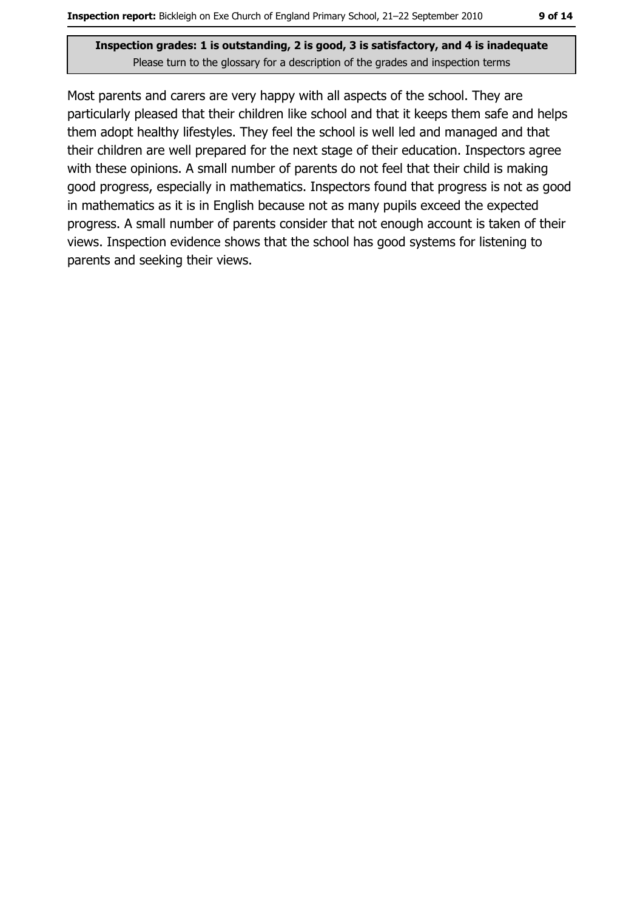**Inspection grades: 1 is outstanding, 2 is good, 3 is satisfactory, and 4 is inadequate**
Please turn to the glossary for a description of the grades and inspection terms

Most parents and carers are very happy with all aspects of the school. They are particularly pleased that their children like school and that it keeps them safe and helps them adopt healthy lifestyles. They feel the school is well led and managed and that their children are well prepared for the next stage of their education. Inspectors agree with these opinions. A small number of parents do not feel that their child is making good progress, especially in mathematics. Inspectors found that progress is not as good in mathematics as it is in English because not as many pupils exceed the expected progress. A small number of parents consider that not enough account is taken of their views. Inspection evidence shows that the school has good systems for listening to parents and seeking their views.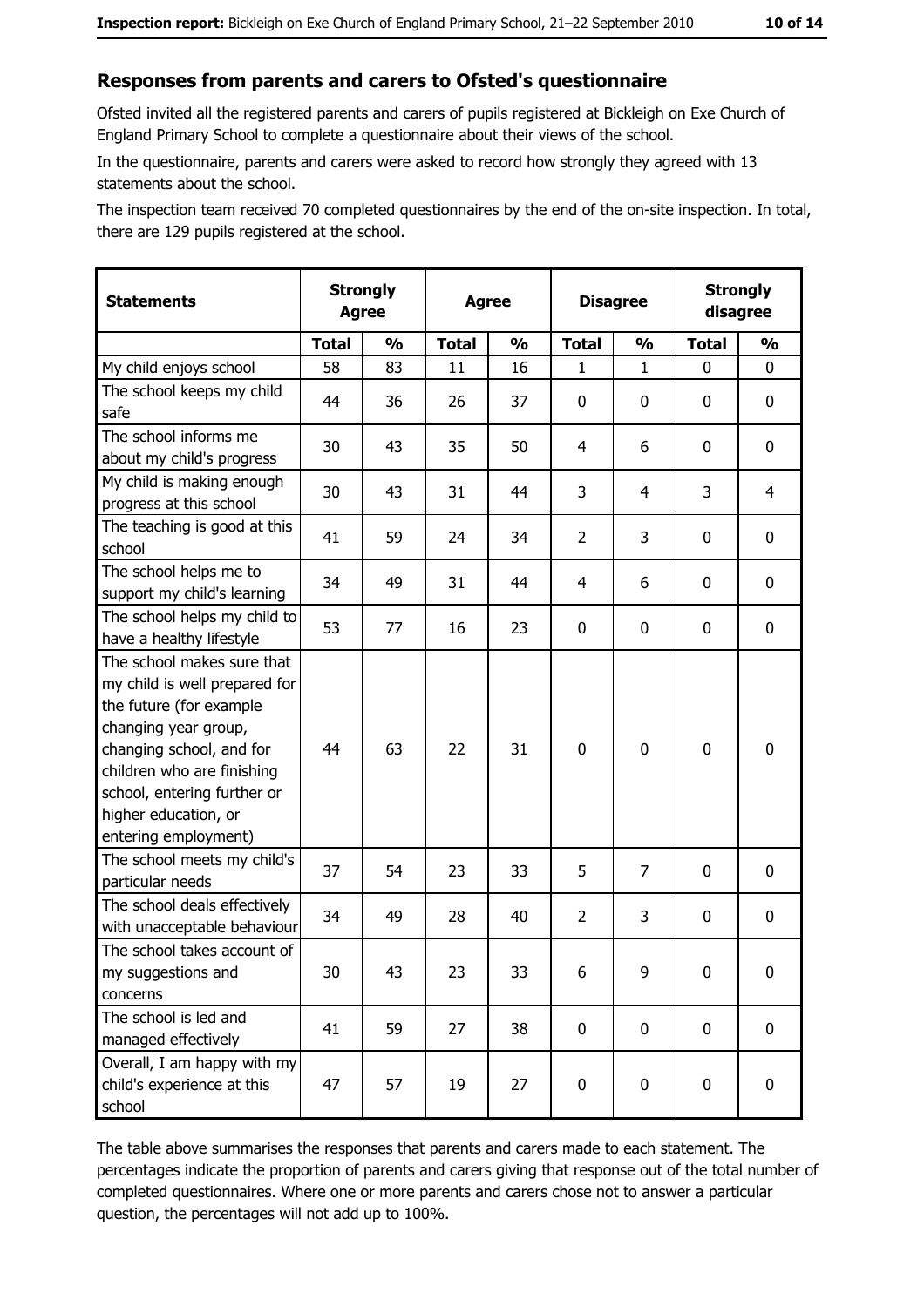## Responses from parents and carers to Ofsted's questionnaire

Ofsted invited all the registered parents and carers of pupils registered at Bickleigh on Exe Church of England Primary School to complete a questionnaire about their views of the school.

In the questionnaire, parents and carers were asked to record how strongly they agreed with 13 statements about the school.

The inspection team received 70 completed questionnaires by the end of the on-site inspection. In total, there are 129 pupils registered at the school.

| Statements | Strongly Agree | | Agree | | Disagree | | Strongly disagree | |
|---|---|---|---|---|---|---|---|---|
| | Total | % | Total | % | Total | % | Total | % |
| My child enjoys school | 58 | 83 | 11 | 16 | 1 | 1 | 0 | 0 |
| The school keeps my child safe | 44 | 36 | 26 | 37 | 0 | 0 | 0 | 0 |
| The school informs me about my child's progress | 30 | 43 | 35 | 50 | 4 | 6 | 0 | 0 |
| My child is making enough progress at this school | 30 | 43 | 31 | 44 | 3 | 4 | 3 | 4 |
| The teaching is good at this school | 41 | 59 | 24 | 34 | 2 | 3 | 0 | 0 |
| The school helps me to support my child's learning | 34 | 49 | 31 | 44 | 4 | 6 | 0 | 0 |
| The school helps my child to have a healthy lifestyle | 53 | 77 | 16 | 23 | 0 | 0 | 0 | 0 |
| The school makes sure that my child is well prepared for the future (for example changing year group, changing school, and for children who are finishing school, entering further or higher education, or entering employment) | 44 | 63 | 22 | 31 | 0 | 0 | 0 | 0 |
| The school meets my child's particular needs | 37 | 54 | 23 | 33 | 5 | 7 | 0 | 0 |
| The school deals effectively with unacceptable behaviour | 34 | 49 | 28 | 40 | 2 | 3 | 0 | 0 |
| The school takes account of my suggestions and concerns | 30 | 43 | 23 | 33 | 6 | 9 | 0 | 0 |
| The school is led and managed effectively | 41 | 59 | 27 | 38 | 0 | 0 | 0 | 0 |
| Overall, I am happy with my child's experience at this school | 47 | 57 | 19 | 27 | 0 | 0 | 0 | 0 |

The table above summarises the responses that parents and carers made to each statement. The percentages indicate the proportion of parents and carers giving that response out of the total number of completed questionnaires. Where one or more parents and carers chose not to answer a particular question, the percentages will not add up to 100%.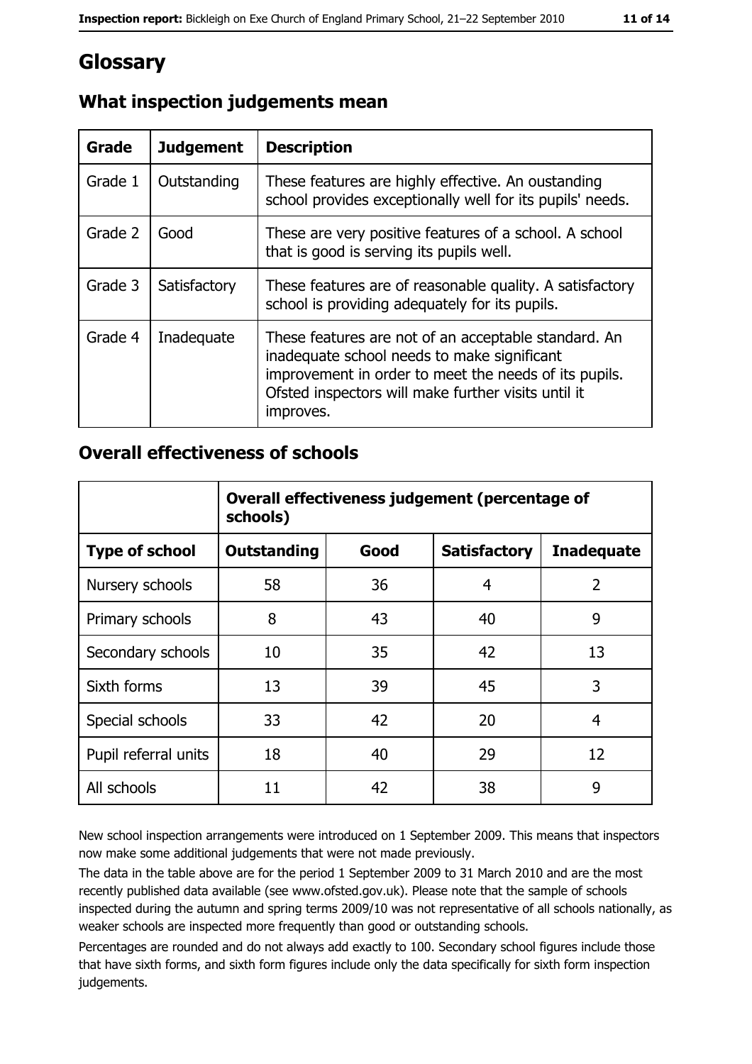# Glossary

## What inspection judgements mean

| Grade | Judgement | Description |
|---|---|---|
| Grade 1 | Outstanding | These features are highly effective. An oustanding school provides exceptionally well for its pupils' needs. |
| Grade 2 | Good | These are very positive features of a school. A school that is good is serving its pupils well. |
| Grade 3 | Satisfactory | These features are of reasonable quality. A satisfactory school is providing adequately for its pupils. |
| Grade 4 | Inadequate | These features are not of an acceptable standard. An inadequate school needs to make significant improvement in order to meet the needs of its pupils. Ofsted inspectors will make further visits until it improves. |

## Overall effectiveness of schools

| | Overall effectiveness judgement (percentage of schools) | | | |
|---|---|---|---|---|
| **Type of school** | **Outstanding** | **Good** | **Satisfactory** | **Inadequate** |
| Nursery schools | 58 | 36 | 4 | 2 |
| Primary schools | 8 | 43 | 40 | 9 |
| Secondary schools | 10 | 35 | 42 | 13 |
| Sixth forms | 13 | 39 | 45 | 3 |
| Special schools | 33 | 42 | 20 | 4 |
| Pupil referral units | 18 | 40 | 29 | 12 |
| All schools | 11 | 42 | 38 | 9 |

New school inspection arrangements were introduced on 1 September 2009. This means that inspectors now make some additional judgements that were not made previously.

The data in the table above are for the period 1 September 2009 to 31 March 2010 and are the most recently published data available (see www.ofsted.gov.uk). Please note that the sample of schools inspected during the autumn and spring terms 2009/10 was not representative of all schools nationally, as weaker schools are inspected more frequently than good or outstanding schools.

Percentages are rounded and do not always add exactly to 100. Secondary school figures include those that have sixth forms, and sixth form figures include only the data specifically for sixth form inspection judgements.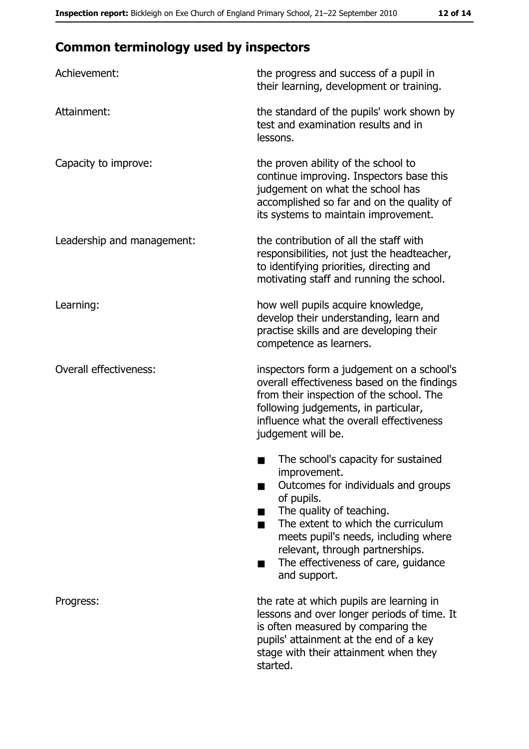## Common terminology used by inspectors

| | |
|---|---|
| Achievement: | the progress and success of a pupil in their learning, development or training. |
| Attainment: | the standard of the pupils' work shown by test and examination results and in lessons. |
| Capacity to improve: | the proven ability of the school to continue improving. Inspectors base this judgement on what the school has accomplished so far and on the quality of its systems to maintain improvement. |
| Leadership and management: | the contribution of all the staff with responsibilities, not just the headteacher, to identifying priorities, directing and motivating staff and running the school. |
| Learning: | how well pupils acquire knowledge, develop their understanding, learn and practise skills and are developing their competence as learners. |
| Overall effectiveness: | inspectors form a judgement on a school's overall effectiveness based on the findings from their inspection of the school. The following judgements, in particular, influence what the overall effectiveness judgement will be.<br>■ The school's capacity for sustained improvement.<br>■ Outcomes for individuals and groups of pupils.<br>■ The quality of teaching.<br>■ The extent to which the curriculum meets pupil's needs, including where relevant, through partnerships.<br>■ The effectiveness of care, guidance and support. |
| Progress: | the rate at which pupils are learning in lessons and over longer periods of time. It is often measured by comparing the pupils' attainment at the end of a key stage with their attainment when they started. |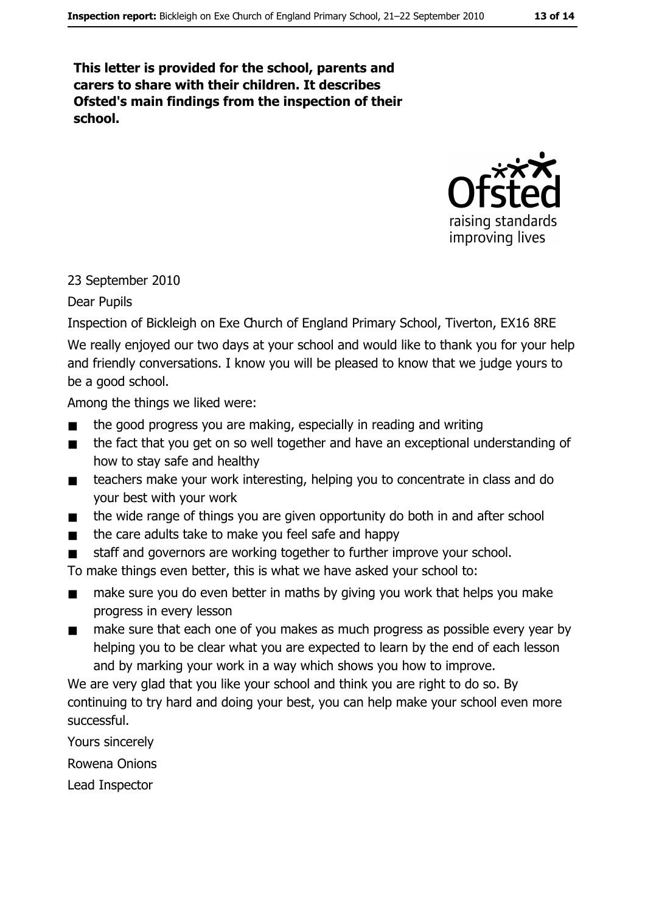**This letter is provided for the school, parents and carers to share with their children. It describes Ofsted's main findings from the inspection of their school.**

23 September 2010

Dear Pupils

Inspection of Bickleigh on Exe Church of England Primary School, Tiverton, EX16 8RE

We really enjoyed our two days at your school and would like to thank you for your help and friendly conversations. I know you will be pleased to know that we judge yours to be a good school.

Among the things we liked were:

- the good progress you are making, especially in reading and writing
- the fact that you get on so well together and have an exceptional understanding of how to stay safe and healthy
- teachers make your work interesting, helping you to concentrate in class and do your best with your work
- the wide range of things you are given opportunity do both in and after school
- the care adults take to make you feel safe and happy
- staff and governors are working together to further improve your school.

To make things even better, this is what we have asked your school to:

- make sure you do even better in maths by giving you work that helps you make progress in every lesson
- make sure that each one of you makes as much progress as possible every year by helping you to be clear what you are expected to learn by the end of each lesson and by marking your work in a way which shows you how to improve.

We are very glad that you like your school and think you are right to do so. By continuing to try hard and doing your best, you can help make your school even more successful.

Yours sincerely

Rowena Onions

Lead Inspector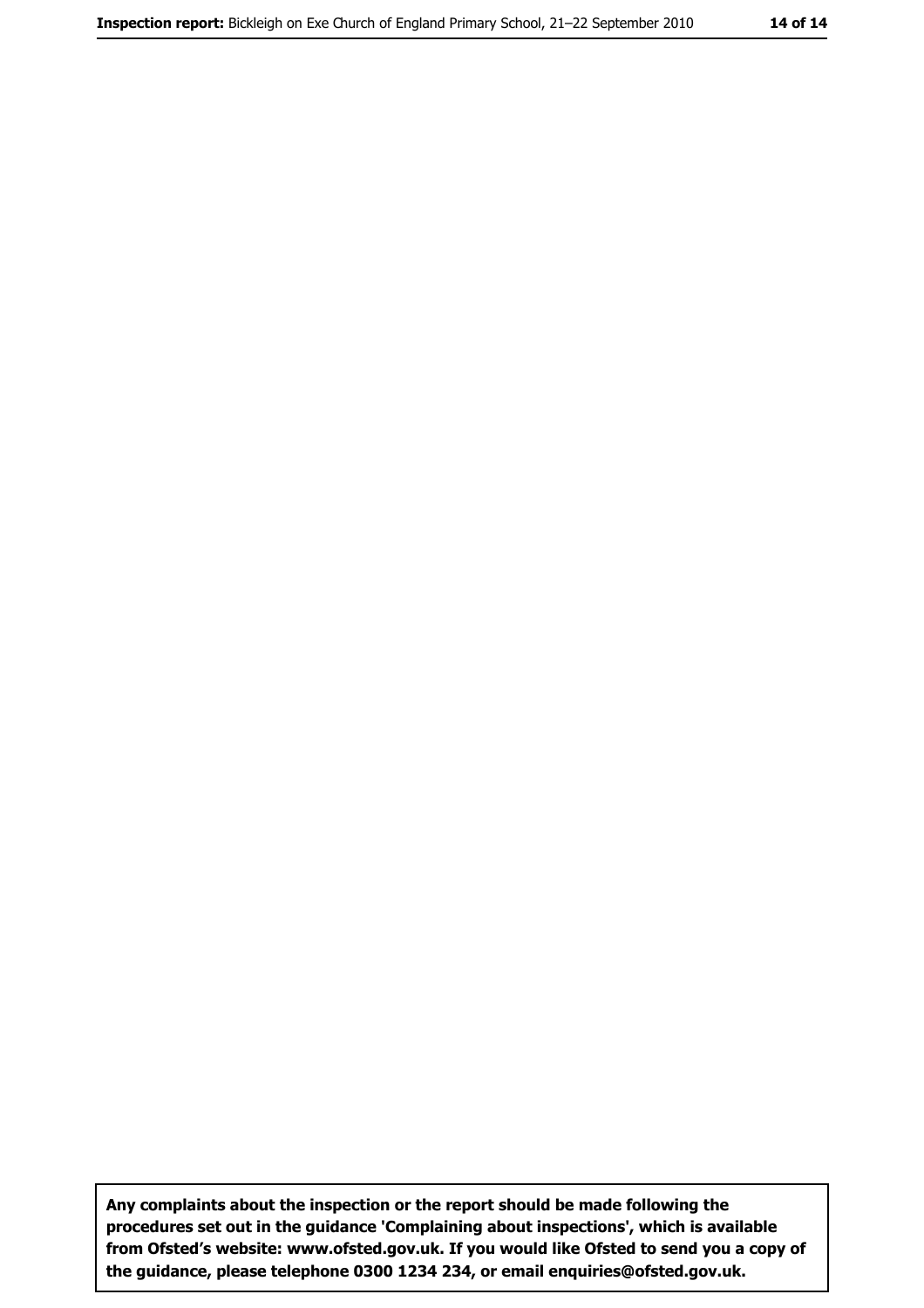**Any complaints about the inspection or the report should be made following the procedures set out in the guidance 'Complaining about inspections', which is available from Ofsted's website: www.ofsted.gov.uk. If you would like Ofsted to send you a copy of the guidance, please telephone 0300 1234 234, or email enquiries@ofsted.gov.uk.**